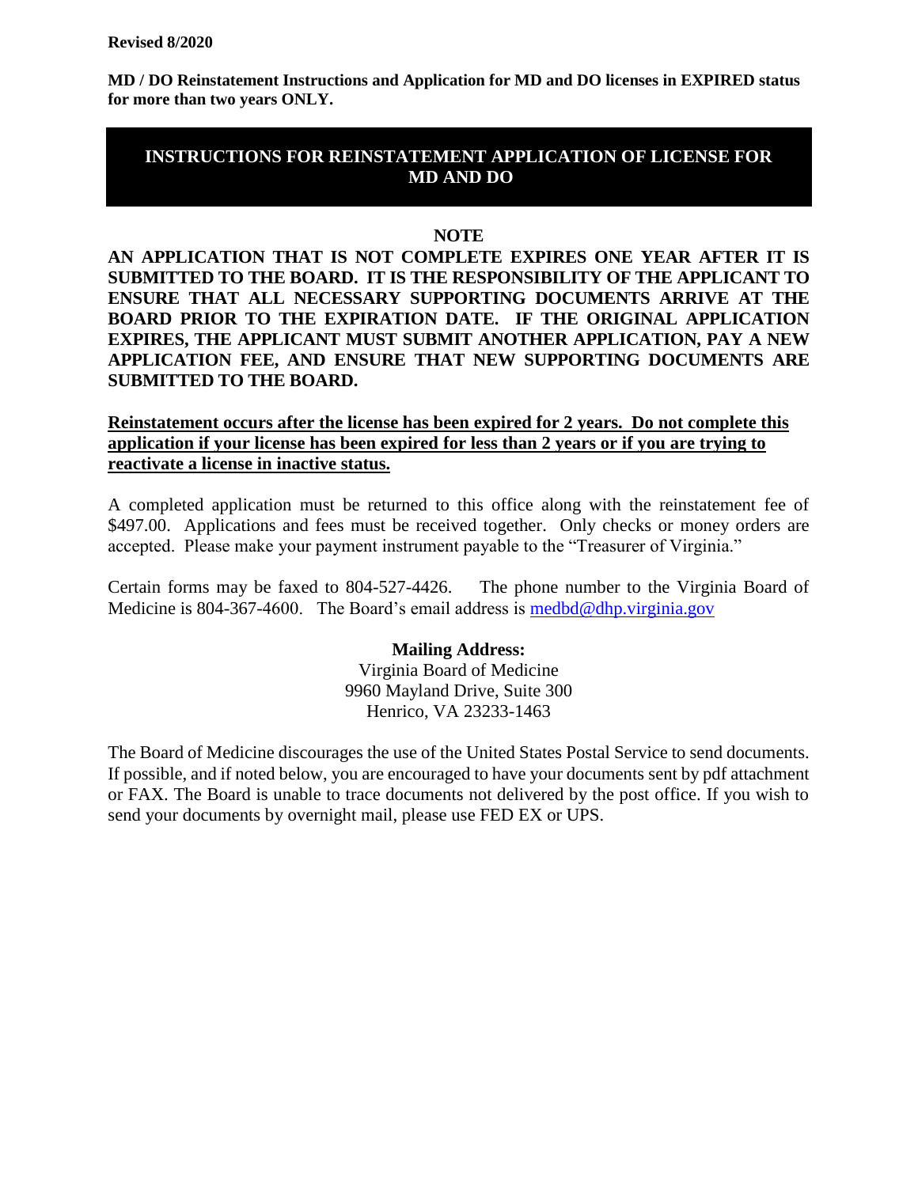**Revised 8/2020**

**MD / DO Reinstatement Instructions and Application for MD and DO licenses in EXPIRED status for more than two years ONLY.**

# INSTRUCTIONS FOR REINSTATEMENT APPLICATION OF LICENSE FOR MD AND DO

**NOTE**

**AN APPLICATION THAT IS NOT COMPLETE EXPIRES ONE YEAR AFTER IT IS SUBMITTED TO THE BOARD. IT IS THE RESPONSIBILITY OF THE APPLICANT TO ENSURE THAT ALL NECESSARY SUPPORTING DOCUMENTS ARRIVE AT THE BOARD PRIOR TO THE EXPIRATION DATE. IF THE ORIGINAL APPLICATION EXPIRES, THE APPLICANT MUST SUBMIT ANOTHER APPLICATION, PAY A NEW APPLICATION FEE, AND ENSURE THAT NEW SUPPORTING DOCUMENTS ARE SUBMITTED TO THE BOARD.**

**Reinstatement occurs after the license has been expired for 2 years. Do not complete this application if your license has been expired for less than 2 years or if you are trying to reactivate a license in inactive status.**

A completed application must be returned to this office along with the reinstatement fee of $497.00. Applications and fees must be received together. Only checks or money orders are accepted. Please make your payment instrument payable to the "Treasurer of Virginia."

Certain forms may be faxed to 804-527-4426. The phone number to the Virginia Board of Medicine is 804-367-4600. The Board's email address is medbd@dhp.virginia.gov

**Mailing Address:**
Virginia Board of Medicine
9960 Mayland Drive, Suite 300
Henrico, VA 23233-1463

The Board of Medicine discourages the use of the United States Postal Service to send documents. If possible, and if noted below, you are encouraged to have your documents sent by pdf attachment or FAX. The Board is unable to trace documents not delivered by the post office. If you wish to send your documents by overnight mail, please use FED EX or UPS.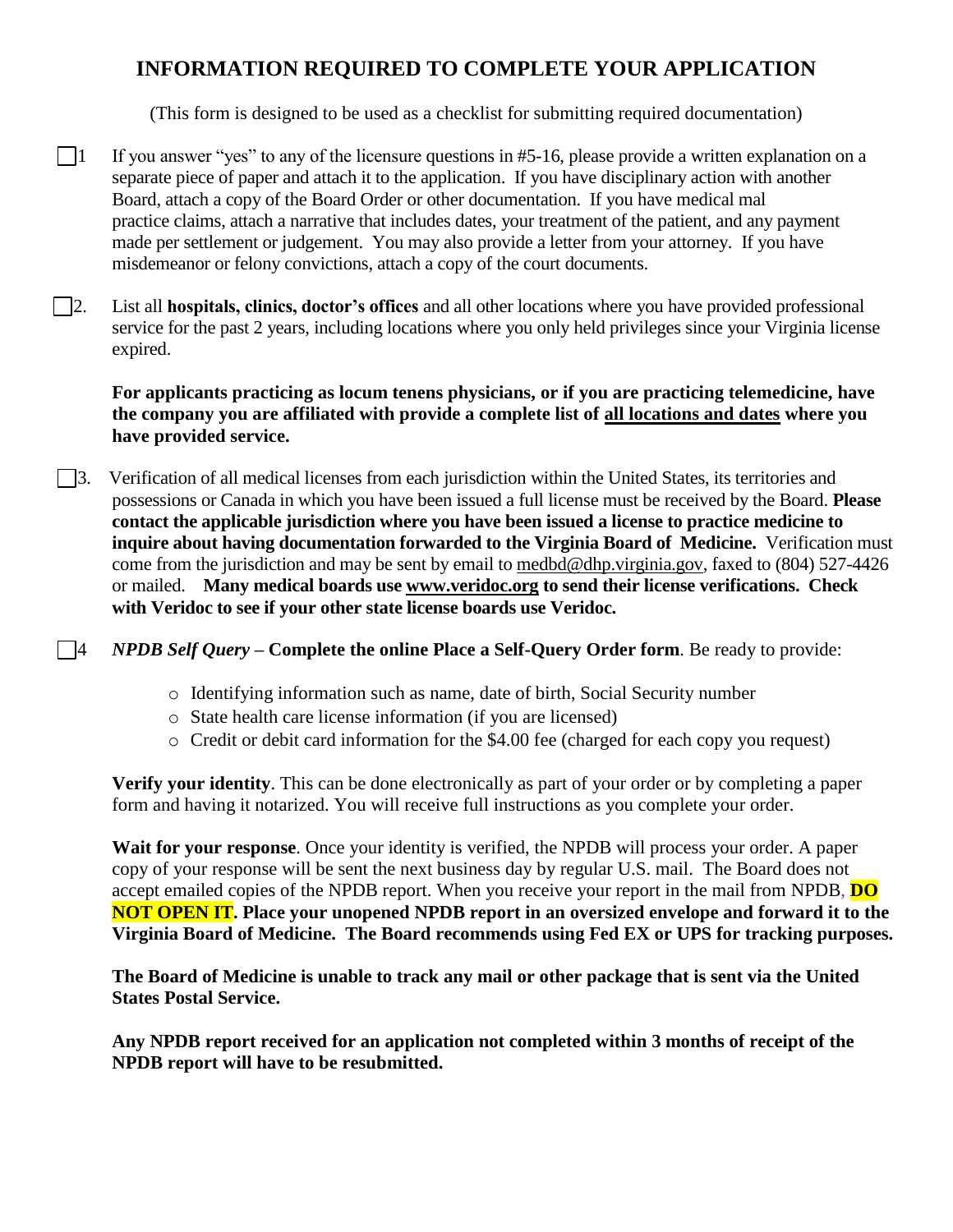# INFORMATION REQUIRED TO COMPLETE YOUR APPLICATION

(This form is designed to be used as a checklist for submitting required documentation)

☐ 1 If you answer "yes" to any of the licensure questions in #5-16, please provide a written explanation on a separate piece of paper and attach it to the application. If you have disciplinary action with another Board, attach a copy of the Board Order or other documentation. If you have medical mal practice claims, attach a narrative that includes dates, your treatment of the patient, and any payment made per settlement or judgement. You may also provide a letter from your attorney. If you have misdemeanor or felony convictions, attach a copy of the court documents.

☐ 2. List all **hospitals, clinics, doctor's offices** and all other locations where you have provided professional service for the past 2 years, including locations where you only held privileges since your Virginia license expired.

**For applicants practicing as locum tenens physicians, or if you are practicing telemedicine, have the company you are affiliated with provide a complete list of <u>all locations and dates</u> where you have provided service.**

☐ 3. Verification of all medical licenses from each jurisdiction within the United States, its territories and possessions or Canada in which you have been issued a full license must be received by the Board. **Please contact the applicable jurisdiction where you have been issued a license to practice medicine to inquire about having documentation forwarded to the Virginia Board of Medicine.** Verification must come from the jurisdiction and may be sent by email to medbd@dhp.virginia.gov, faxed to (804) 527-4426 or mailed. **Many medical boards use www.veridoc.org to send their license verifications. Check with Veridoc to see if your other state license boards use Veridoc.**

☐ 4 ***NPDB Self Query*** **– Complete the online Place a Self-Query Order form**. Be ready to provide:

- Identifying information such as name, date of birth, Social Security number
- State health care license information (if you are licensed)
- Credit or debit card information for the $4.00 fee (charged for each copy you request)

**Verify your identity**. This can be done electronically as part of your order or by completing a paper form and having it notarized. You will receive full instructions as you complete your order.

**Wait for your response**. Once your identity is verified, the NPDB will process your order. A paper copy of your response will be sent the next business day by regular U.S. mail. The Board does not accept emailed copies of the NPDB report. When you receive your report in the mail from NPDB, **DO NOT OPEN IT. Place your unopened NPDB report in an oversized envelope and forward it to the Virginia Board of Medicine. The Board recommends using Fed EX or UPS for tracking purposes.**

**The Board of Medicine is unable to track any mail or other package that is sent via the United States Postal Service.**

**Any NPDB report received for an application not completed within 3 months of receipt of the NPDB report will have to be resubmitted.**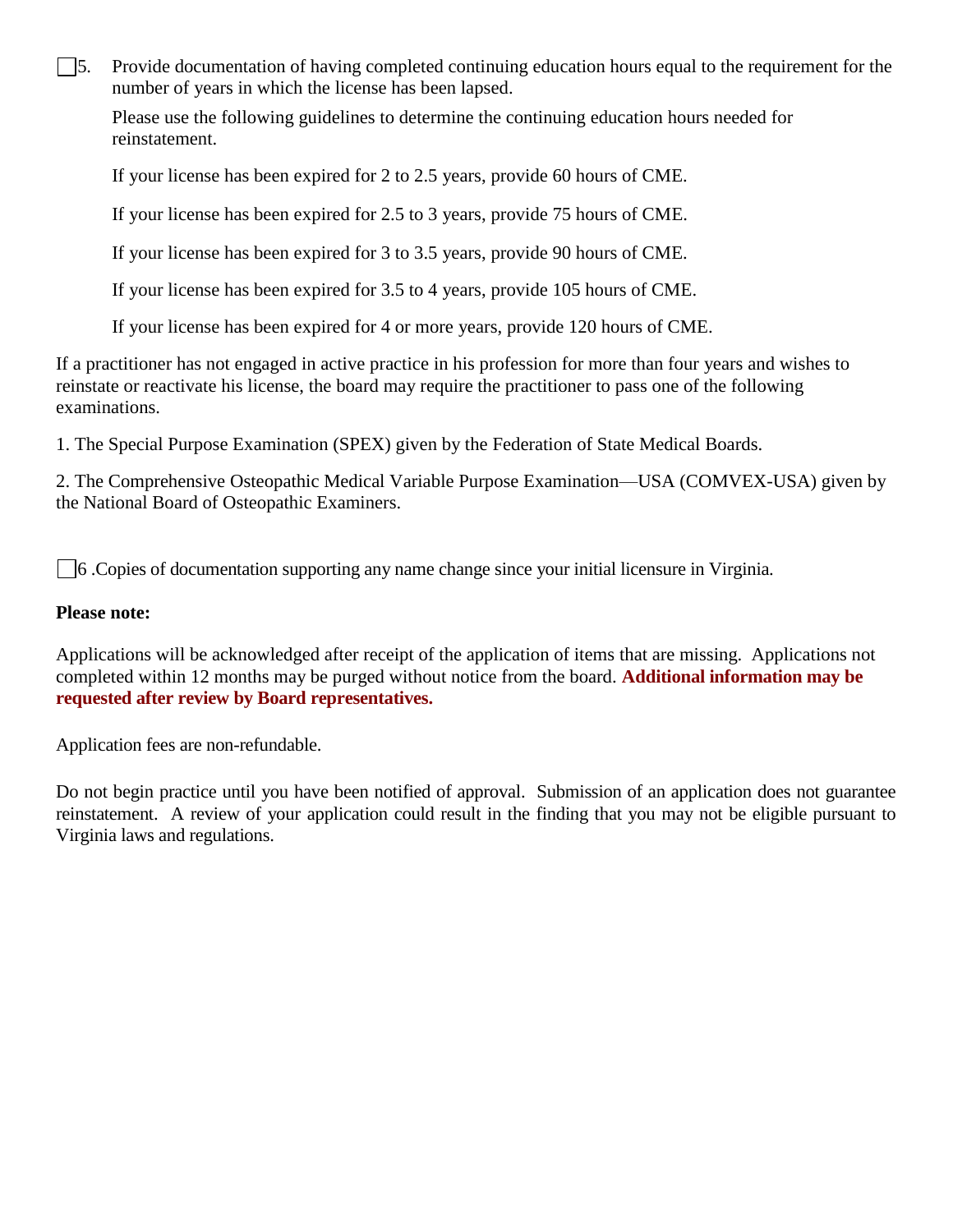☐ 5. Provide documentation of having completed continuing education hours equal to the requirement for the number of years in which the license has been lapsed.

Please use the following guidelines to determine the continuing education hours needed for reinstatement.

If your license has been expired for 2 to 2.5 years, provide 60 hours of CME.

If your license has been expired for 2.5 to 3 years, provide 75 hours of CME.

If your license has been expired for 3 to 3.5 years, provide 90 hours of CME.

If your license has been expired for 3.5 to 4 years, provide 105 hours of CME.

If your license has been expired for 4 or more years, provide 120 hours of CME.

If a practitioner has not engaged in active practice in his profession for more than four years and wishes to reinstate or reactivate his license, the board may require the practitioner to pass one of the following examinations.

1. The Special Purpose Examination (SPEX) given by the Federation of State Medical Boards.

2. The Comprehensive Osteopathic Medical Variable Purpose Examination—USA (COMVEX-USA) given by the National Board of Osteopathic Examiners.

☐ 6 .Copies of documentation supporting any name change since your initial licensure in Virginia.

**Please note:**

Applications will be acknowledged after receipt of the application of items that are missing. Applications not completed within 12 months may be purged without notice from the board. **Additional information may be requested after review by Board representatives.**

Application fees are non-refundable.

Do not begin practice until you have been notified of approval. Submission of an application does not guarantee reinstatement. A review of your application could result in the finding that you may not be eligible pursuant to Virginia laws and regulations.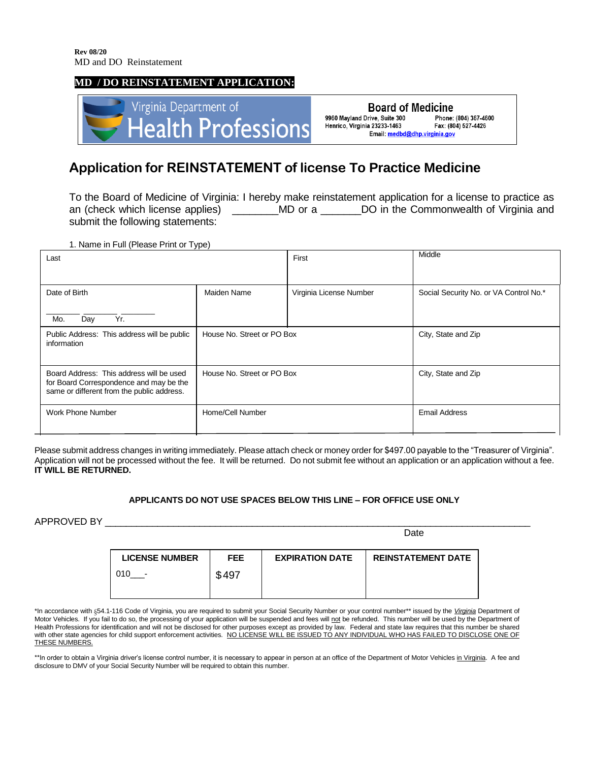**Rev 08/20**
MD and DO Reinstatement

**MD / DO REINSTATEMENT APPLICATION:**

| Virginia Department of Health Professions | **Board of Medicine**<br>9960 Mayland Drive, Suite 300 Henrico, Virginia 23233-1463<br>Phone: (804) 367-4600 Fax: (804) 527-4426<br>Email: medbd@dhp.virginia.gov |
|---|---|

## Application for REINSTATEMENT of license To Practice Medicine

To the Board of Medicine of Virginia: I hereby make reinstatement application for a license to practice as an (check which license applies) ________MD or a _______DO in the Commonwealth of Virginia and submit the following statements:

1. Name in Full (Please Print or Type)

| Last | | First | Middle |
|---|---|---|---|
| Date of Birth<br>_______ _______ _______<br>Mo. Day Yr. | Maiden Name | Virginia License Number | Social Security No. or VA Control No.* |
| Public Address: This address will be public information | House No. Street or PO Box | | City, State and Zip |
| Board Address: This address will be used for Board Correspondence and may be the same or different from the public address. | House No. Street or PO Box | | City, State and Zip |
| Work Phone Number | Home/Cell Number | | Email Address |

Please submit address changes in writing immediately. Please attach check or money order for $497.00 payable to the "Treasurer of Virginia". Application will not be processed without the fee. It will be returned. Do not submit fee without an application or an application without a fee. **IT WILL BE RETURNED.**

**APPLICANTS DO NOT USE SPACES BELOW THIS LINE – FOR OFFICE USE ONLY**

APPROVED BY ___________________________________________________________________________
Date

| LICENSE NUMBER | FEE | EXPIRATION DATE | REINSTATEMENT DATE |
|---|---|---|---|
| 010___- | $497 | | |

*In accordance with §54.1-116 Code of Virginia, you are required to submit your Social Security Number or your control number** issued by the *Virginia* Department of Motor Vehicles. If you fail to do so, the processing of your application will be suspended and fees will not be refunded. This number will be used by the Department of Health Professions for identification and will not be disclosed for other purposes except as provided by law. Federal and state law requires that this number be shared with other state agencies for child support enforcement activities. NO LICENSE WILL BE ISSUED TO ANY INDIVIDUAL WHO HAS FAILED TO DISCLOSE ONE OF THESE NUMBERS.

**In order to obtain a Virginia driver's license control number, it is necessary to appear in person at an office of the Department of Motor Vehicles in Virginia. A fee and disclosure to DMV of your Social Security Number will be required to obtain this number.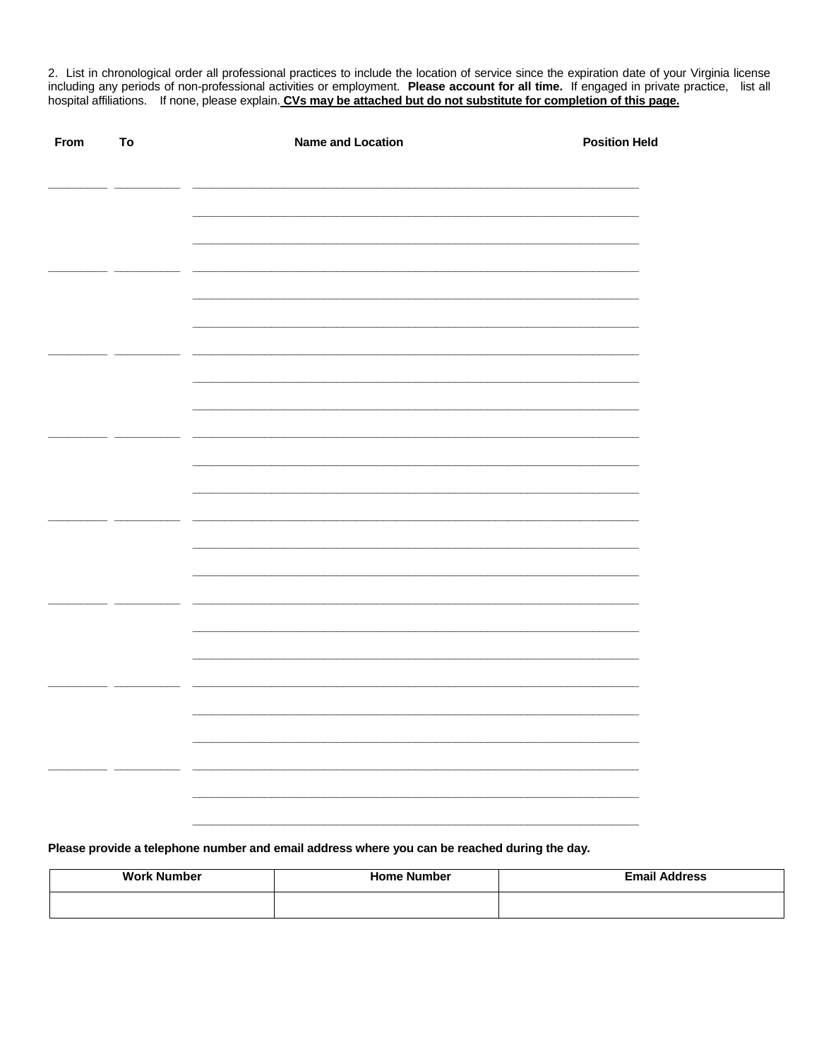2. List in chronological order all professional practices to include the location of service since the expiration date of your Virginia license including any periods of non-professional activities or employment. **Please account for all time.** If engaged in private practice, list all hospital affiliations. If none, please explain. **CVs may be attached but do not substitute for completion of this page.**

| From | To | Name and Location | Position Held |
|---|---|---|---|
| __________ | __________ | ____________________________________________ | |
| | | ____________________________________________ | |
| | | ____________________________________________ | |
| __________ | __________ | ____________________________________________ | |
| | | ____________________________________________ | |
| | | ____________________________________________ | |
| __________ | __________ | ____________________________________________ | |
| | | ____________________________________________ | |
| | | ____________________________________________ | |
| __________ | __________ | ____________________________________________ | |
| | | ____________________________________________ | |
| | | ____________________________________________ | |
| __________ | __________ | ____________________________________________ | |
| | | ____________________________________________ | |
| | | ____________________________________________ | |
| __________ | __________ | ____________________________________________ | |
| | | ____________________________________________ | |
| | | ____________________________________________ | |
| __________ | __________ | ____________________________________________ | |
| | | ____________________________________________ | |
| | | ____________________________________________ | |
| __________ | __________ | ____________________________________________ | |
| | | ____________________________________________ | |
| | | ____________________________________________ | |

**Please provide a telephone number and email address where you can be reached during the day.**

| Work Number | Home Number | Email Address |
|---|---|---|
| | | |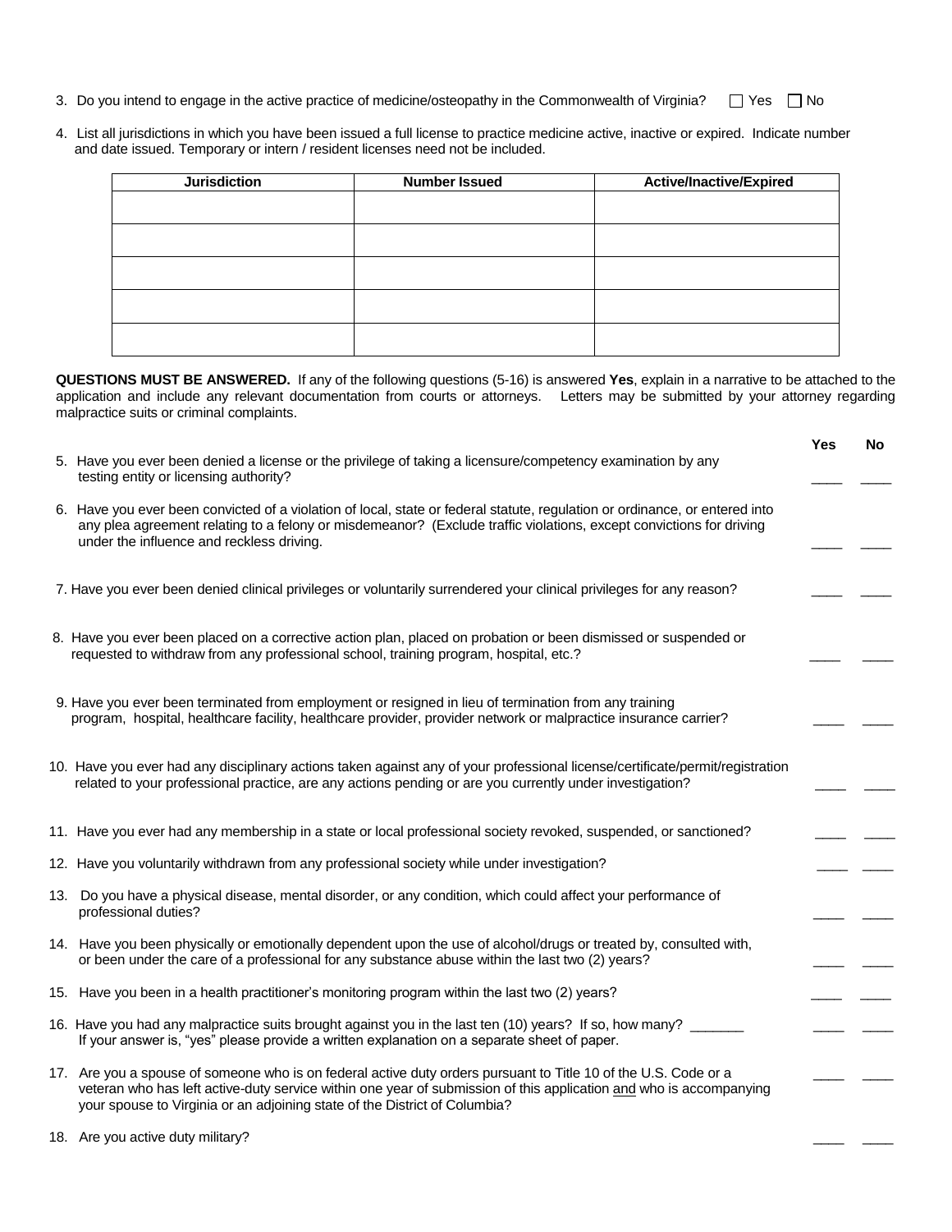3. Do you intend to engage in the active practice of medicine/osteopathy in the Commonwealth of Virginia? ☐ Yes ☐ No

4. List all jurisdictions in which you have been issued a full license to practice medicine active, inactive or expired. Indicate number and date issued. Temporary or intern / resident licenses need not be included.

| Jurisdiction | Number Issued | Active/Inactive/Expired |
| --- | --- | --- |
| | | |
| | | |
| | | |
| | | |
| | | |

**QUESTIONS MUST BE ANSWERED.** If any of the following questions (5-16) is answered **Yes**, explain in a narrative to be attached to the application and include any relevant documentation from courts or attorneys. Letters may be submitted by your attorney regarding malpractice suits or criminal complaints.

| | **Yes** | **No** |
| --- | --- | --- |
| 5. Have you ever been denied a license or the privilege of taking a licensure/competency examination by any testing entity or licensing authority? | ____ | ____ |
| 6. Have you ever been convicted of a violation of local, state or federal statute, regulation or ordinance, or entered into any plea agreement relating to a felony or misdemeanor? (Exclude traffic violations, except convictions for driving under the influence and reckless driving. | ____ | ____ |
| 7. Have you ever been denied clinical privileges or voluntarily surrendered your clinical privileges for any reason? | ____ | ____ |
| 8. Have you ever been placed on a corrective action plan, placed on probation or been dismissed or suspended or requested to withdraw from any professional school, training program, hospital, etc.? | ____ | ____ |
| 9. Have you ever been terminated from employment or resigned in lieu of termination from any training program, hospital, healthcare facility, healthcare provider, provider network or malpractice insurance carrier? | ____ | ____ |
| 10. Have you ever had any disciplinary actions taken against any of your professional license/certificate/permit/registration related to your professional practice, are any actions pending or are you currently under investigation? | ____ | ____ |
| 11. Have you ever had any membership in a state or local professional society revoked, suspended, or sanctioned? | ____ | ____ |
| 12. Have you voluntarily withdrawn from any professional society while under investigation? | ____ | ____ |
| 13. Do you have a physical disease, mental disorder, or any condition, which could affect your performance of professional duties? | ____ | ____ |
| 14. Have you been physically or emotionally dependent upon the use of alcohol/drugs or treated by, consulted with, or been under the care of a professional for any substance abuse within the last two (2) years? | ____ | ____ |
| 15. Have you been in a health practitioner's monitoring program within the last two (2) years? | ____ | ____ |
| 16. Have you had any malpractice suits brought against you in the last ten (10) years? If so, how many? _______ If your answer is, "yes" please provide a written explanation on a separate sheet of paper. | ____ | ____ |
| 17. Are you a spouse of someone who is on federal active duty orders pursuant to Title 10 of the U.S. Code or a veteran who has left active-duty service within one year of submission of this application and who is accompanying your spouse to Virginia or an adjoining state of the District of Columbia? | ____ | ____ |
| 18. Are you active duty military? | ____ | ____ |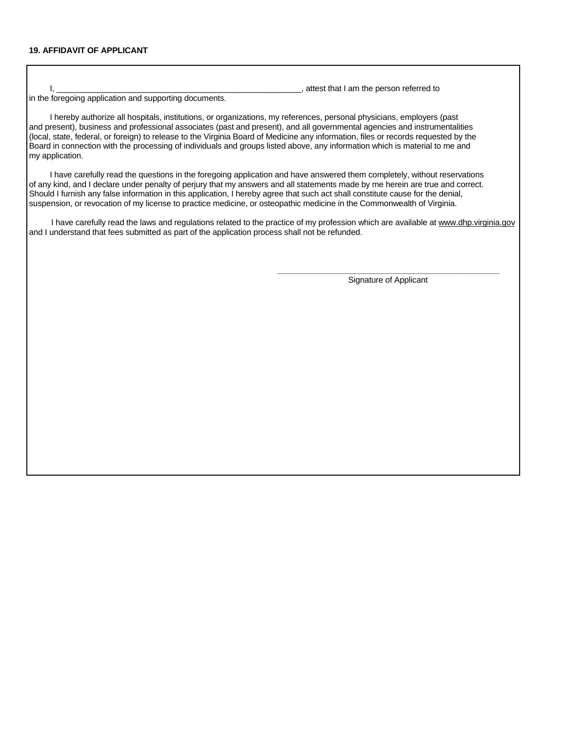**19. AFFIDAVIT OF APPLICANT**

I, ________________________________________________________, attest that I am the person referred to in the foregoing application and supporting documents.

I hereby authorize all hospitals, institutions, or organizations, my references, personal physicians, employers (past and present), business and professional associates (past and present), and all governmental agencies and instrumentalities (local, state, federal, or foreign) to release to the Virginia Board of Medicine any information, files or records requested by the Board in connection with the processing of individuals and groups listed above, any information which is material to me and my application.

I have carefully read the questions in the foregoing application and have answered them completely, without reservations of any kind, and I declare under penalty of perjury that my answers and all statements made by me herein are true and correct. Should I furnish any false information in this application, I hereby agree that such act shall constitute cause for the denial, suspension, or revocation of my license to practice medicine, or osteopathic medicine in the Commonwealth of Virginia.

I have carefully read the laws and regulations related to the practice of my profession which are available at www.dhp.virginia.gov and I understand that fees submitted as part of the application process shall not be refunded.

____________________________________________________
Signature of Applicant